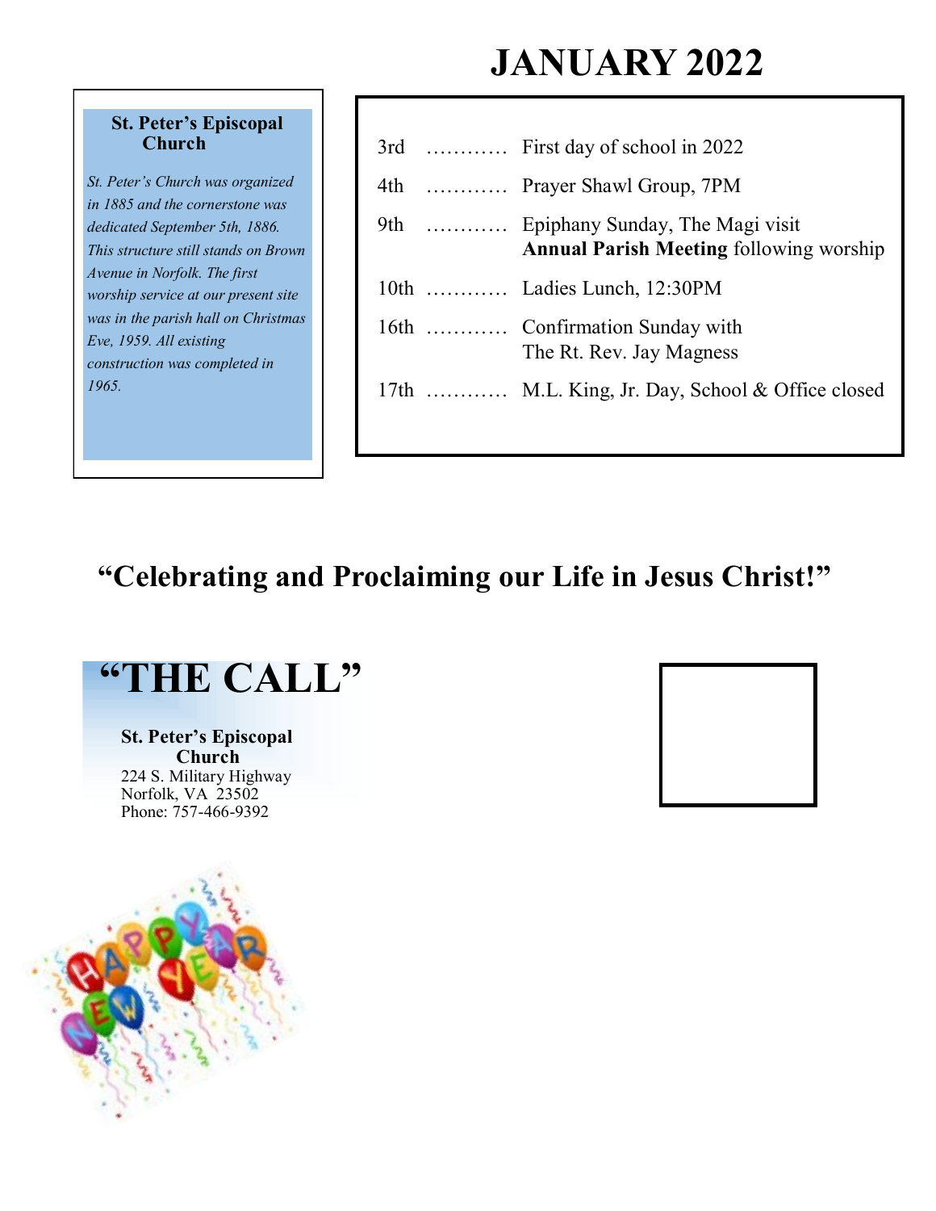# JANUARY 2022

**St. Peter's Episcopal Church**

*St. Peter's Church was organized in 1885 and the cornerstone was dedicated September 5th, 1886. This structure still stands on Brown Avenue in Norfolk. The first worship service at our present site was in the parish hall on Christmas Eve, 1959. All existing construction was completed in 1965.*

| | | |
|---|---|---|
| 3rd | ………… | First day of school in 2022 |
| 4th | ………… | Prayer Shawl Group, 7PM |
| 9th | ………… | Epiphany Sunday, The Magi visit<br>**Annual Parish Meeting** following worship |
| 10th | ………… | Ladies Lunch, 12:30PM |
| 16th | ………… | Confirmation Sunday with<br>The Rt. Rev. Jay Magness |
| 17th | ………… | M.L. King, Jr. Day, School & Office closed |

## "Celebrating and Proclaiming our Life in Jesus Christ!"

# "THE CALL"

**St. Peter's Episcopal Church**
224 S. Military Highway
Norfolk, VA 23502
Phone: 757-466-9392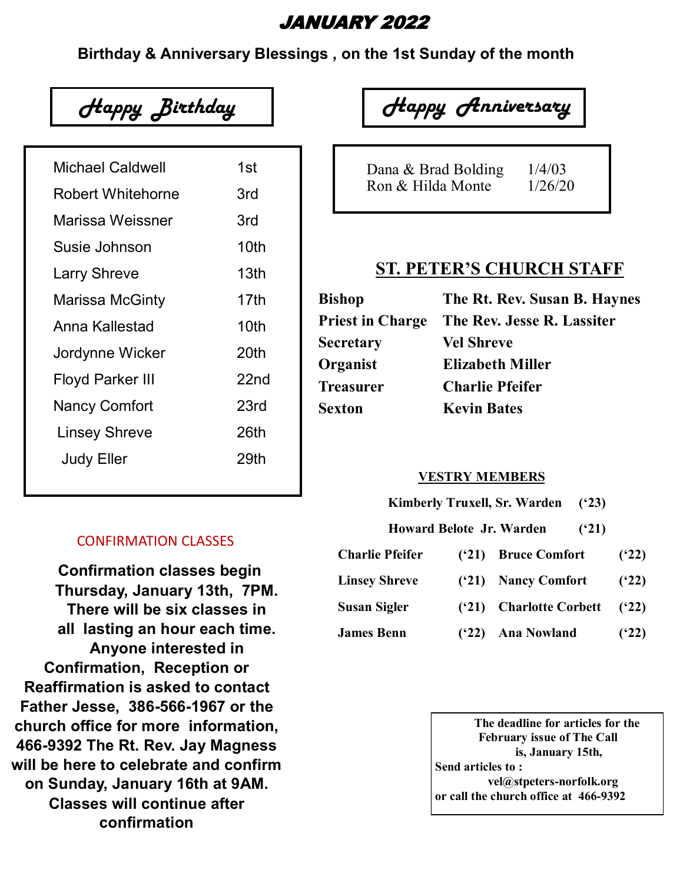# JANUARY 2022

**Birthday & Anniversary Blessings , on the 1st Sunday of the month**

## *Happy Birthday*

| | |
|---|---|
| Michael Caldwell | 1st |
| Robert Whitehorne | 3rd |
| Marissa Weissner | 3rd |
| Susie Johnson | 10th |
| Larry Shreve | 13th |
| Marissa McGinty | 17th |
| Anna Kallestad | 10th |
| Jordynne Wicker | 20th |
| Floyd Parker III | 22nd |
| Nancy Comfort | 23rd |
| Linsey Shreve | 26th |
| Judy Eller | 29th |

## *Happy Anniversary*

| | |
|---|---|
| Dana & Brad Bolding | 1/4/03 |
| Ron & Hilda Monte | 1/26/20 |

### CONFIRMATION CLASSES

**Confirmation classes begin Thursday, January 13th, 7PM. There will be six classes in all lasting an hour each time. Anyone interested in Confirmation, Reception or Reaffirmation is asked to contact Father Jesse, 386-566-1967 or the church office for more information, 466-9392 The Rt. Rev. Jay Magness will be here to celebrate and confirm on Sunday, January 16th at 9AM. Classes will continue after confirmation**

## ST. PETER'S CHURCH STAFF

| | |
|---|---|
| **Bishop** | **The Rt. Rev. Susan B. Haynes** |
| **Priest in Charge** | **The Rev. Jesse R. Lassiter** |
| **Secretary** | **Vel Shreve** |
| **Organist** | **Elizabeth Miller** |
| **Treasurer** | **Charlie Pfeifer** |
| **Sexton** | **Kevin Bates** |

### VESTRY MEMBERS

**Kimberly Truxell, Sr. Warden ('23)**

**Howard Belote Jr. Warden ('21)**

| | | | |
|---|---|---|---|
| **Charlie Pfeifer** | **('21)** | **Bruce Comfort** | **('22)** |
| **Linsey Shreve** | **('21)** | **Nancy Comfort** | **('22)** |
| **Susan Sigler** | **('21)** | **Charlotte Corbett** | **('22)** |
| **James Benn** | **('22)** | **Ana Nowland** | **('22)** |

**The deadline for articles for the February issue of The Call is, January 15th,**
**Send articles to :**
**vel@stpeters-norfolk.org**
**or call the church office at 466-9392**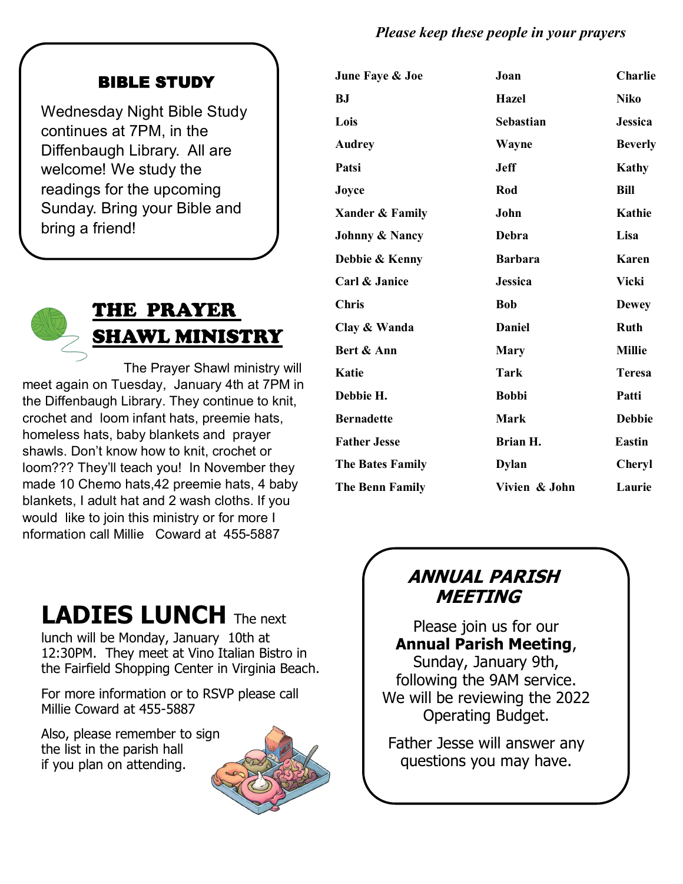## BIBLE STUDY

Wednesday Night Bible Study continues at 7PM, in the Diffenbaugh Library. All are welcome! We study the readings for the upcoming Sunday. Bring your Bible and bring a friend!

## THE PRAYER SHAWL MINISTRY

The Prayer Shawl ministry will meet again on Tuesday, January 4th at 7PM in the Diffenbaugh Library. They continue to knit, crochet and loom infant hats, preemie hats, homeless hats, baby blankets and prayer shawls. Don't know how to knit, crochet or loom??? They'll teach you! In November they made 10 Chemo hats,42 preemie hats, 4 baby blankets, I adult hat and 2 wash cloths. If you would like to join this ministry or for more I nformation call Millie Coward at 455-5887

## LADIES LUNCH

The next lunch will be Monday, January 10th at 12:30PM. They meet at Vino Italian Bistro in the Fairfield Shopping Center in Virginia Beach.

For more information or to RSVP please call Millie Coward at 455-5887

Also, please remember to sign the list in the parish hall if you plan on attending.

*Please keep these people in your prayers*

| | | |
|---|---|---|
| **June Faye & Joe** | **Joan** | **Charlie** |
| **BJ** | **Hazel** | **Niko** |
| **Lois** | **Sebastian** | **Jessica** |
| **Audrey** | **Wayne** | **Beverly** |
| **Patsi** | **Jeff** | **Kathy** |
| **Joyce** | **Rod** | **Bill** |
| **Xander & Family** | **John** | **Kathie** |
| **Johnny & Nancy** | **Debra** | **Lisa** |
| **Debbie & Kenny** | **Barbara** | **Karen** |
| **Carl & Janice** | **Jessica** | **Vicki** |
| **Chris** | **Bob** | **Dewey** |
| **Clay & Wanda** | **Daniel** | **Ruth** |
| **Bert & Ann** | **Mary** | **Millie** |
| **Katie** | **Tark** | **Teresa** |
| **Debbie H.** | **Bobbi** | **Patti** |
| **Bernadette** | **Mark** | **Debbie** |
| **Father Jesse** | **Brian H.** | **Eastin** |
| **The Bates Family** | **Dylan** | **Cheryl** |
| **The Benn Family** | **Vivien & John** | **Laurie** |

## *ANNUAL PARISH MEETING*

Please join us for our **Annual Parish Meeting**, Sunday, January 9th, following the 9AM service. We will be reviewing the 2022 Operating Budget.

Father Jesse will answer any questions you may have.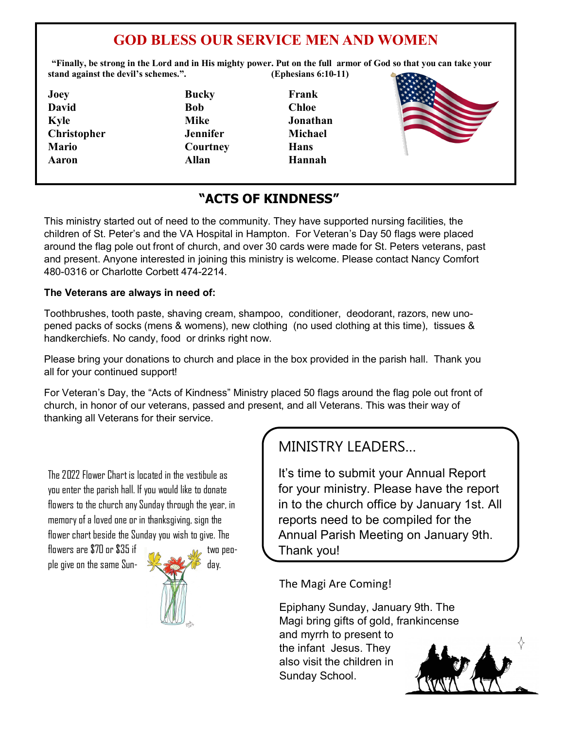## GOD BLESS OUR SERVICE MEN AND WOMEN

**"Finally, be strong in the Lord and in His mighty power. Put on the full armor of God so that you can take your stand against the devil's schemes.". (Ephesians 6:10-11)**

| | | |
|---|---|---|
| **Joey** | **Bucky** | **Frank** |
| **David** | **Bob** | **Chloe** |
| **Kyle** | **Mike** | **Jonathan** |
| **Christopher** | **Jennifer** | **Michael** |
| **Mario** | **Courtney** | **Hans** |
| **Aaron** | **Allan** | **Hannah** |

## "ACTS OF KINDNESS"

This ministry started out of need to the community. They have supported nursing facilities, the children of St. Peter's and the VA Hospital in Hampton. For Veteran's Day 50 flags were placed around the flag pole out front of church, and over 30 cards were made for St. Peters veterans, past and present. Anyone interested in joining this ministry is welcome. Please contact Nancy Comfort 480-0316 or Charlotte Corbett 474-2214.

**The Veterans are always in need of:**

Toothbrushes, tooth paste, shaving cream, shampoo, conditioner, deodorant, razors, new unopened packs of socks (mens & womens), new clothing (no used clothing at this time), tissues & handkerchiefs. No candy, food or drinks right now.

Please bring your donations to church and place in the box provided in the parish hall. Thank you all for your continued support!

For Veteran's Day, the "Acts of Kindness" Ministry placed 50 flags around the flag pole out front of church, in honor of our veterans, passed and present, and all Veterans. This was their way of thanking all Veterans for their service.

The 2022 Flower Chart is located in the vestibule as you enter the parish hall. If you would like to donate flowers to the church any Sunday through the year, in memory of a loved one or in thanksgiving, sign the flower chart beside the Sunday you wish to give. The flowers are $70 or $35 if two people give on the same Sunday.

## MINISTRY LEADERS…

It's time to submit your Annual Report for your ministry. Please have the report in to the church office by January 1st. All reports need to be compiled for the Annual Parish Meeting on January 9th. Thank you!

The Magi Are Coming!

Epiphany Sunday, January 9th. The Magi bring gifts of gold, frankincense and myrrh to present to the infant Jesus. They also visit the children in Sunday School.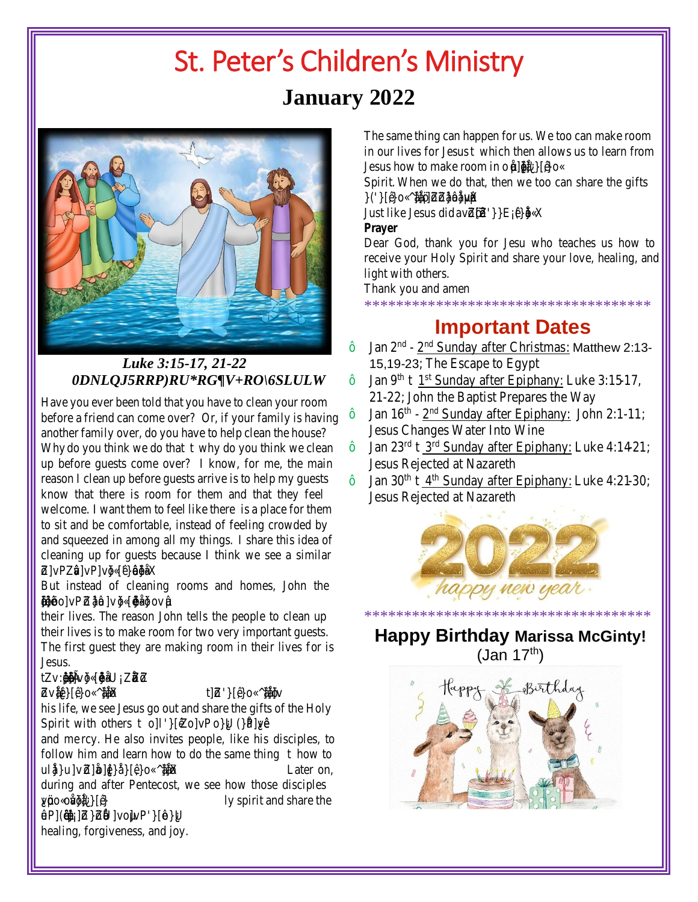# St. Peter's Children's Ministry

## January 2022

*Luke 3:15-17, 21-22*
*0DNLQJ5RRP)RU*RG¶V+RO\6SLULW*

Have you ever been told that you have to clean your room before a friend can come over? Or, if your family is having another family over, do you have to help clean the house? Why do you think we do that t why do you think we clean up before guests come over? I know, for me, the main reason I clean up before guests arrive is to help my guests know that there is room for them and that they feel welcome. I want them to feel like there is a place for them to sit and be comfortable, instead of feeling crowded by and squeezed in among all my things. I share this idea of cleaning up for guests because I think we see a similar

But instead of cleaning rooms and homes, John the

their lives. The reason John tells the people to clean up their lives is to make room for two very important guests. The first guest they are making room in their lives for is Jesus.

his life, we see Jesus go out and share the gifts of the Holy Spirit with others t

and mercy. He also invites people, like his disciples, to follow him and learn how to do the same thing t how to

Later on, during and after Pentecost, we see how those disciples

ly spirit and share the

healing, forgiveness, and joy.

The same thing can happen for us. We too can make room in our lives for Jesus t which then allows us to learn from Jesus how to make room in o

Spirit. When we do that, then we too can share the gifts

Just like Jesus did

**Prayer**

Dear God, thank you for Jesu who teaches us how to receive your Holy Spirit and share your love, healing, and light with others.

Thank you and amen

************************************

## Important Dates

- Jan 2nd - 2nd Sunday after Christmas: Matthew 2:13-15,19-23; The Escape to Egypt
- Jan 9th t 1st Sunday after Epiphany: Luke 3:15-17, 21-22; John the Baptist Prepares the Way
- Jan 16th - 2nd Sunday after Epiphany: John 2:1-11; Jesus Changes Water Into Wine
- Jan 23rd t 3rd Sunday after Epiphany: Luke 4:14-21; Jesus Rejected at Nazareth
- Jan 30th t 4th Sunday after Epiphany: Luke 4:21-30; Jesus Rejected at Nazareth

************************************

**Happy Birthday Marissa McGinty!**
(Jan 17th)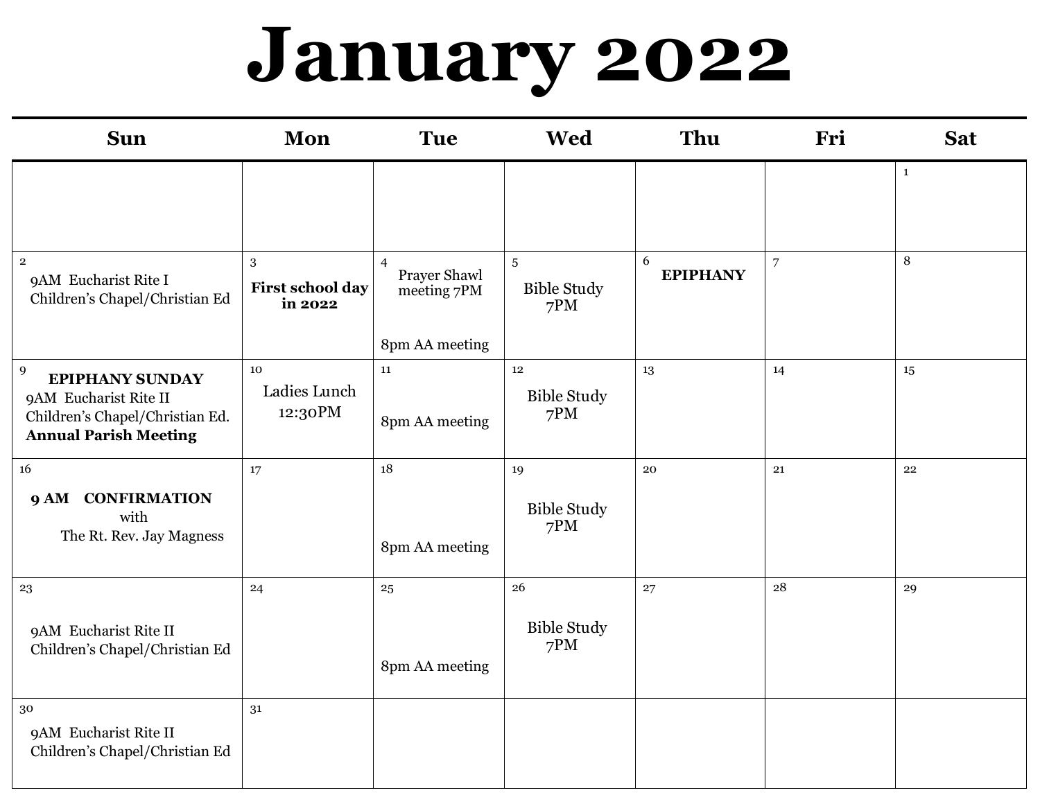# January 2022

| Sun | Mon | Tue | Wed | Thu | Fri | Sat |
| --- | --- | --- | --- | --- | --- | --- |
| | | | | | | 1 |
| 2<br>9AM Eucharist Rite I<br>Children's Chapel/Christian Ed | 3<br>**First school day in 2022** | 4<br>Prayer Shawl meeting 7PM<br>8pm AA meeting | 5<br>Bible Study 7PM | 6<br>**EPIPHANY** | 7 | 8 |
| 9<br>**EPIPHANY SUNDAY**<br>9AM Eucharist Rite II<br>Children's Chapel/Christian Ed.<br>**Annual Parish Meeting** | 10<br>Ladies Lunch 12:30PM | 11<br>8pm AA meeting | 12<br>Bible Study 7PM | 13 | 14 | 15 |
| 16<br>**9 AM CONFIRMATION**<br>with<br>The Rt. Rev. Jay Magness | 17 | 18<br>8pm AA meeting | 19<br>Bible Study 7PM | 20 | 21 | 22 |
| 23<br>9AM Eucharist Rite II<br>Children's Chapel/Christian Ed | 24 | 25<br>8pm AA meeting | 26<br>Bible Study 7PM | 27 | 28 | 29 |
| 30<br>9AM Eucharist Rite II<br>Children's Chapel/Christian Ed | 31 | | | | | |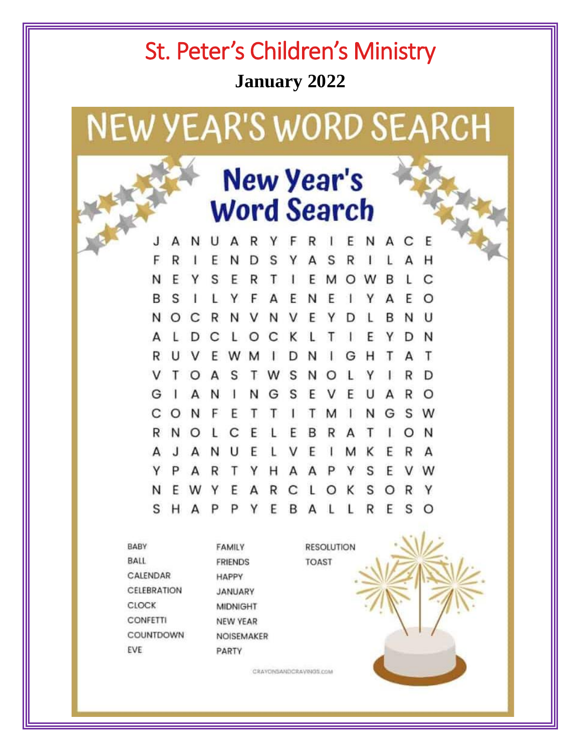# St. Peter's Children's Ministry

**January 2022**

# NEW YEAR'S WORD SEARCH

## New Year's Word Search

```
J A N U A R Y F R I E N A C E
F R I E N D S Y A S R I L A H
N E Y S E R T I E M O W B L C
B S I L Y F A E N E I Y A E O
N O C R N V N V E Y D L B N U
A L D C L O C K L T I E Y D N
R U V E W M I D N I G H T A T
V T O A S T W S N O L Y I R D
G I A N I N G S E V E U A R O
C O N F E T T I T M I N G S W
R N O L C E L E B R A T I O N
A J A N U E L V E I M K E R A
Y P A R T Y H A A P Y S E V W
N E W Y E A R C L O K S O R Y
S H A P P Y E B A L L R E S O
```

BABY
BALL
CALENDAR
CELEBRATION
CLOCK
CONFETTI
COUNTDOWN
EVE
FAMILY
FRIENDS
HAPPY
JANUARY
MIDNIGHT
NEW YEAR
NOISEMAKER
PARTY
RESOLUTION
TOAST

CRAYONSANDCRAVINGS.COM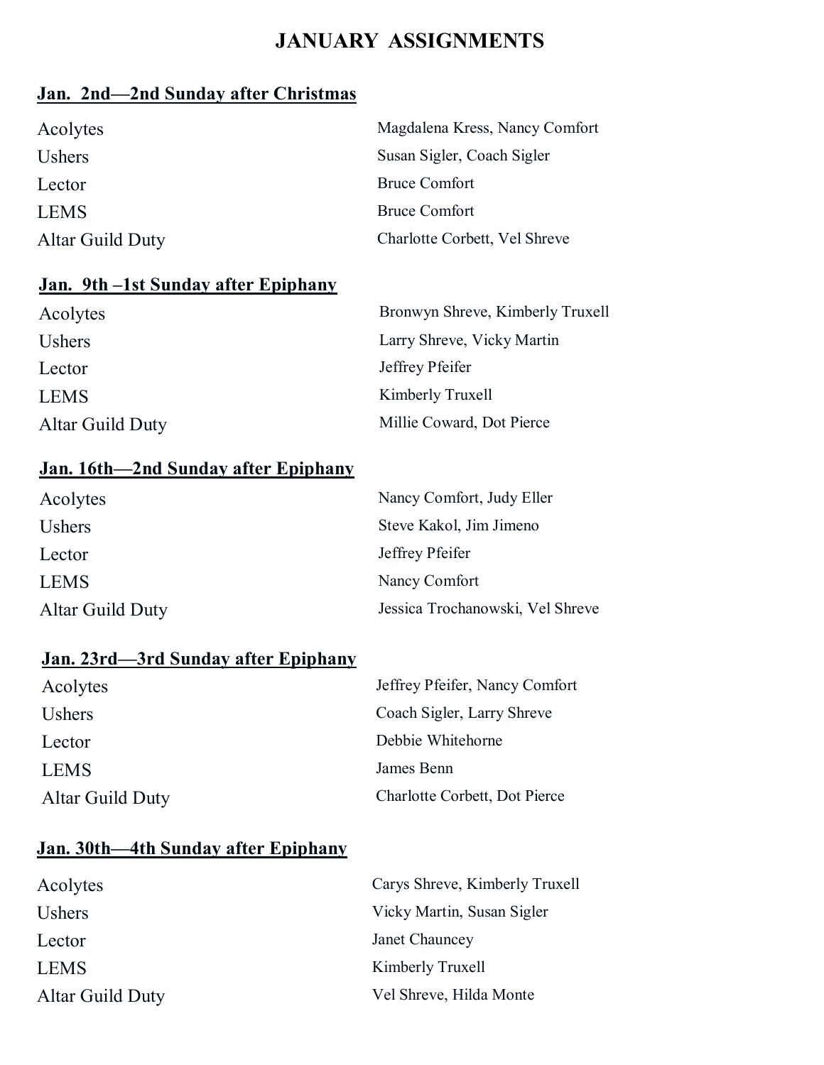# JANUARY ASSIGNMENTS

## Jan. 2nd—2nd Sunday after Christmas

| | |
|---|---|
| Acolytes | Magdalena Kress, Nancy Comfort |
| Ushers | Susan Sigler, Coach Sigler |
| Lector | Bruce Comfort |
| LEMS | Bruce Comfort |
| Altar Guild Duty | Charlotte Corbett, Vel Shreve |

## Jan. 9th –1st Sunday after Epiphany

| | |
|---|---|
| Acolytes | Bronwyn Shreve, Kimberly Truxell |
| Ushers | Larry Shreve, Vicky Martin |
| Lector | Jeffrey Pfeifer |
| LEMS | Kimberly Truxell |
| Altar Guild Duty | Millie Coward, Dot Pierce |

## Jan. 16th—2nd Sunday after Epiphany

| | |
|---|---|
| Acolytes | Nancy Comfort, Judy Eller |
| Ushers | Steve Kakol, Jim Jimeno |
| Lector | Jeffrey Pfeifer |
| LEMS | Nancy Comfort |
| Altar Guild Duty | Jessica Trochanowski, Vel Shreve |

## Jan. 23rd—3rd Sunday after Epiphany

| | |
|---|---|
| Acolytes | Jeffrey Pfeifer, Nancy Comfort |
| Ushers | Coach Sigler, Larry Shreve |
| Lector | Debbie Whitehorne |
| LEMS | James Benn |
| Altar Guild Duty | Charlotte Corbett, Dot Pierce |

## Jan. 30th—4th Sunday after Epiphany

| | |
|---|---|
| Acolytes | Carys Shreve, Kimberly Truxell |
| Ushers | Vicky Martin, Susan Sigler |
| Lector | Janet Chauncey |
| LEMS | Kimberly Truxell |
| Altar Guild Duty | Vel Shreve, Hilda Monte |